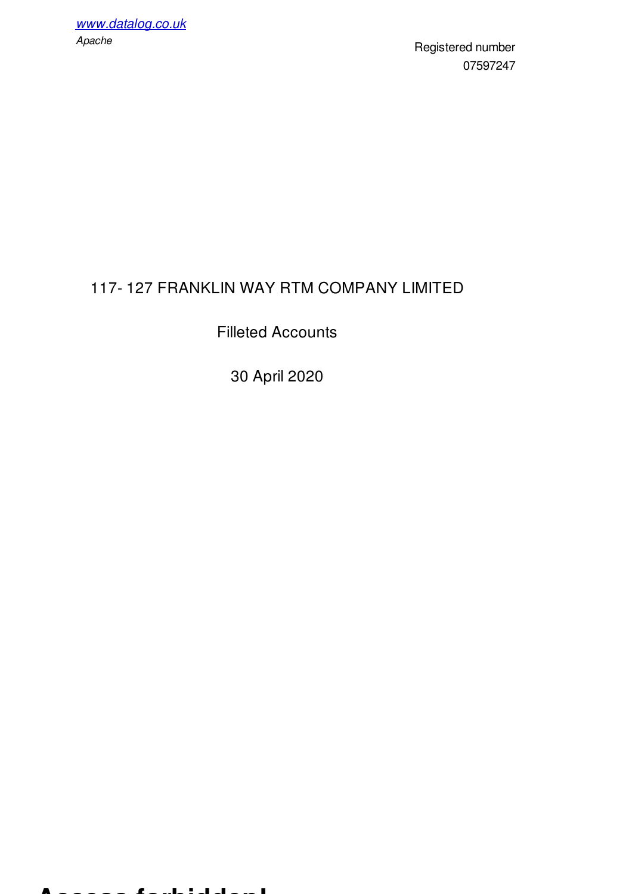www.datalog.co.uk

*Apache*

Registered number
07597247

# 117- 127 FRANKLIN WAY RTM COMPANY LIMITED

Filleted Accounts

30 April 2020

**Access forbidden!**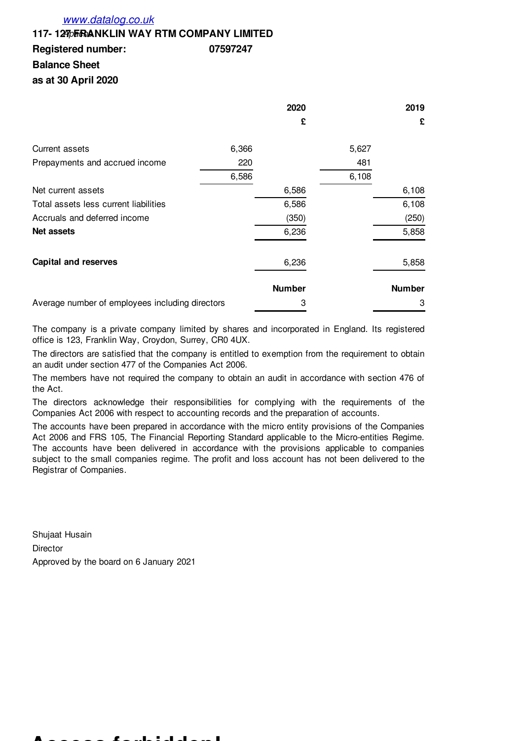**117- 127 FRANKLIN WAY RTM COMPANY LIMITED**

**Registered number: 07597247**

**Balance Sheet**

**as at 30 April 2020**

| | | 2020 | | 2019 |
|---|---|---|---|---|
| | | £ | | £ |
| Current assets | 6,366 | | 5,627 | |
| Prepayments and accrued income | 220 | | 481 | |
| | 6,586 | | 6,108 | |
| Net current assets | | 6,586 | | 6,108 |
| Total assets less current liabilities | | 6,586 | | 6,108 |
| Accruals and deferred income | | (350) | | (250) |
| **Net assets** | | 6,236 | | 5,858 |
| **Capital and reserves** | | 6,236 | | 5,858 |
| | | **Number** | | **Number** |
| Average number of employees including directors | | 3 | | 3 |

The company is a private company limited by shares and incorporated in England. Its registered office is 123, Franklin Way, Croydon, Surrey, CR0 4UX.

The directors are satisfied that the company is entitled to exemption from the requirement to obtain an audit under section 477 of the Companies Act 2006.

The members have not required the company to obtain an audit in accordance with section 476 of the Act.

The directors acknowledge their responsibilities for complying with the requirements of the Companies Act 2006 with respect to accounting records and the preparation of accounts.

The accounts have been prepared in accordance with the micro entity provisions of the Companies Act 2006 and FRS 105, The Financial Reporting Standard applicable to the Micro-entities Regime. The accounts have been delivered in accordance with the provisions applicable to companies subject to the small companies regime. The profit and loss account has not been delivered to the Registrar of Companies.

Shujaat Husain

Director

Approved by the board on 6 January 2021